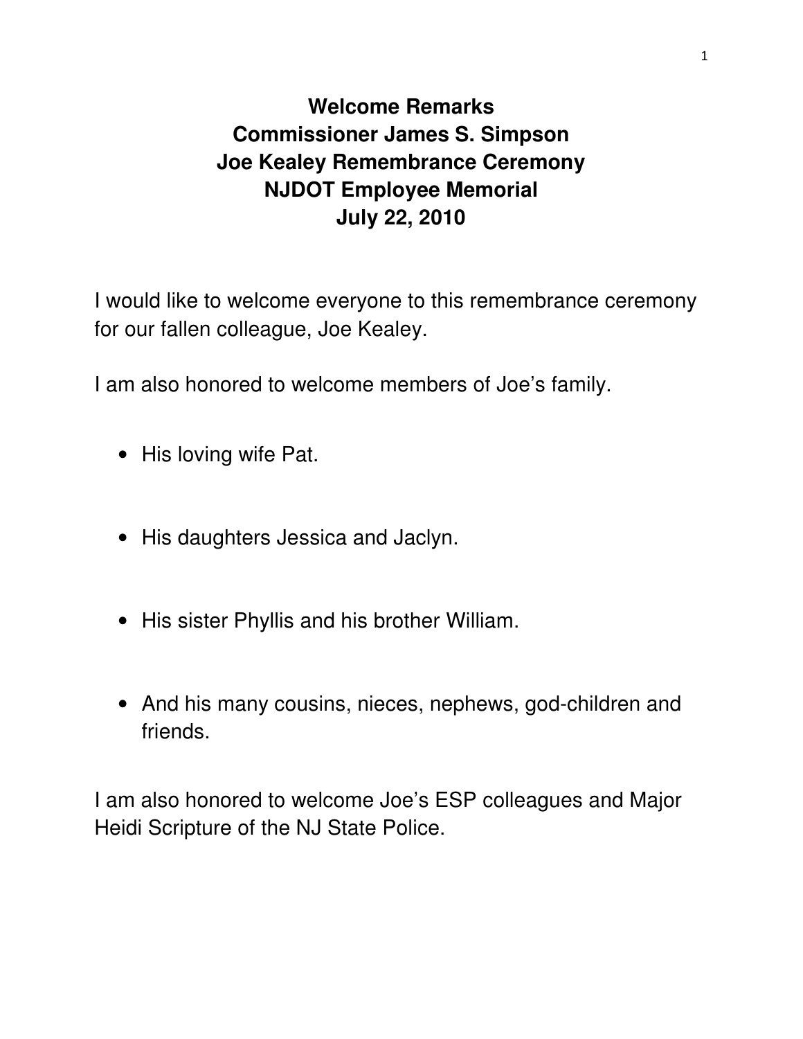# Welcome Remarks
# Commissioner James S. Simpson
# Joe Kealey Remembrance Ceremony
# NJDOT Employee Memorial
# July 22, 2010

I would like to welcome everyone to this remembrance ceremony for our fallen colleague, Joe Kealey.

I am also honored to welcome members of Joe's family.

- His loving wife Pat.
- His daughters Jessica and Jaclyn.
- His sister Phyllis and his brother William.
- And his many cousins, nieces, nephews, god-children and friends.

I am also honored to welcome Joe's ESP colleagues and Major Heidi Scripture of the NJ State Police.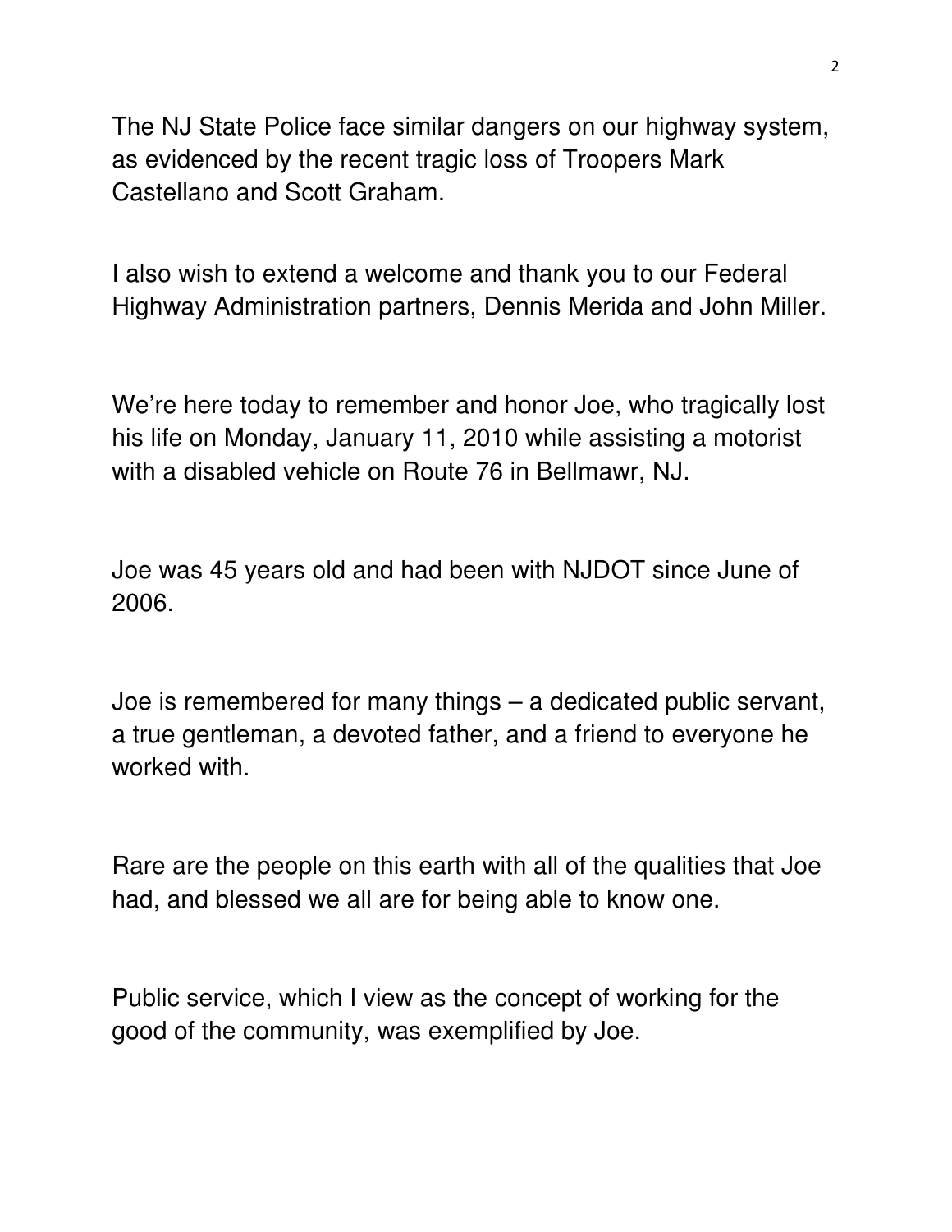The NJ State Police face similar dangers on our highway system, as evidenced by the recent tragic loss of Troopers Mark Castellano and Scott Graham.

I also wish to extend a welcome and thank you to our Federal Highway Administration partners, Dennis Merida and John Miller.

We're here today to remember and honor Joe, who tragically lost his life on Monday, January 11, 2010 while assisting a motorist with a disabled vehicle on Route 76 in Bellmawr, NJ.

Joe was 45 years old and had been with NJDOT since June of 2006.

Joe is remembered for many things – a dedicated public servant, a true gentleman, a devoted father, and a friend to everyone he worked with.

Rare are the people on this earth with all of the qualities that Joe had, and blessed we all are for being able to know one.

Public service, which I view as the concept of working for the good of the community, was exemplified by Joe.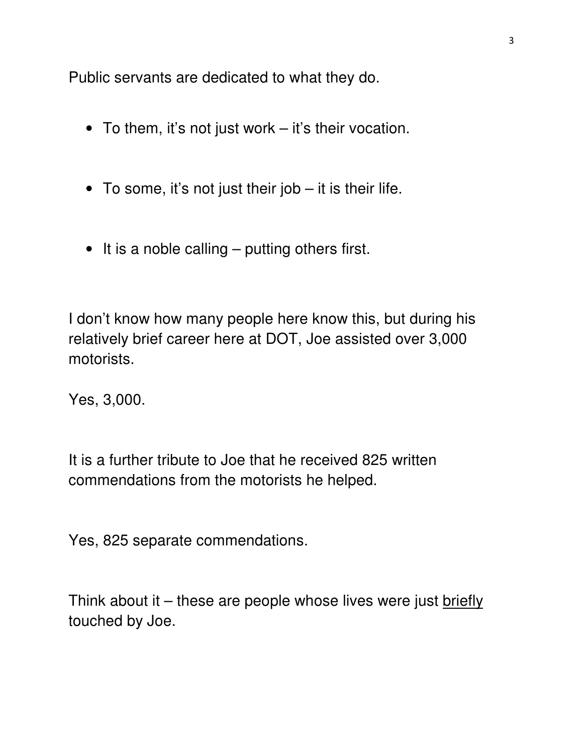Public servants are dedicated to what they do.

- To them, it's not just work – it's their vocation.

- To some, it's not just their job – it is their life.

- It is a noble calling – putting others first.

I don't know how many people here know this, but during his relatively brief career here at DOT, Joe assisted over 3,000 motorists.

Yes, 3,000.

It is a further tribute to Joe that he received 825 written commendations from the motorists he helped.

Yes, 825 separate commendations.

Think about it – these are people whose lives were just <u>briefly</u> touched by Joe.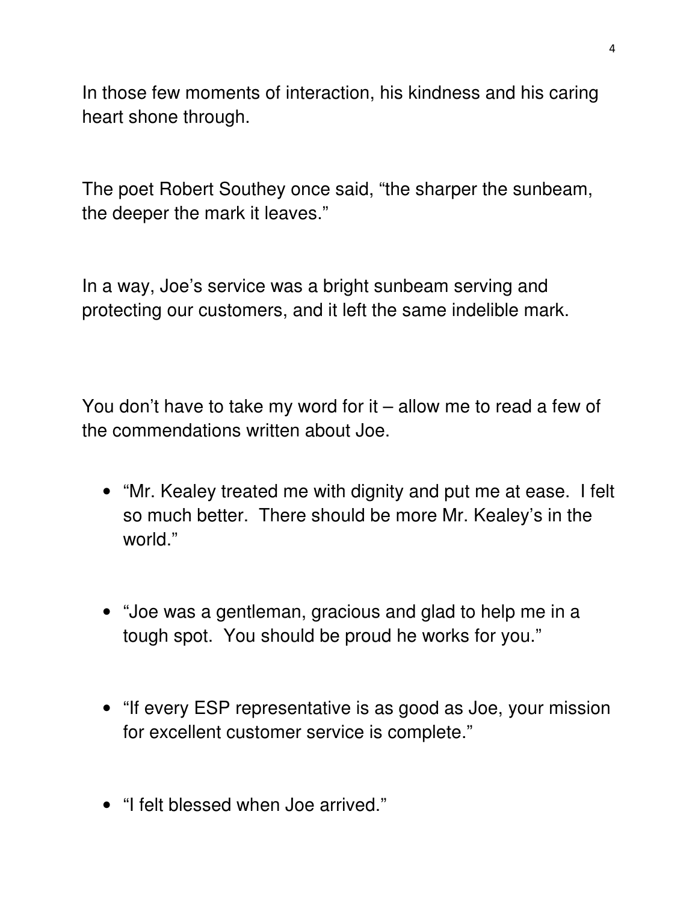In those few moments of interaction, his kindness and his caring heart shone through.

The poet Robert Southey once said, "the sharper the sunbeam, the deeper the mark it leaves."

In a way, Joe's service was a bright sunbeam serving and protecting our customers, and it left the same indelible mark.

You don't have to take my word for it – allow me to read a few of the commendations written about Joe.

- "Mr. Kealey treated me with dignity and put me at ease. I felt so much better. There should be more Mr. Kealey's in the world."
- "Joe was a gentleman, gracious and glad to help me in a tough spot. You should be proud he works for you."
- "If every ESP representative is as good as Joe, your mission for excellent customer service is complete."
- "I felt blessed when Joe arrived."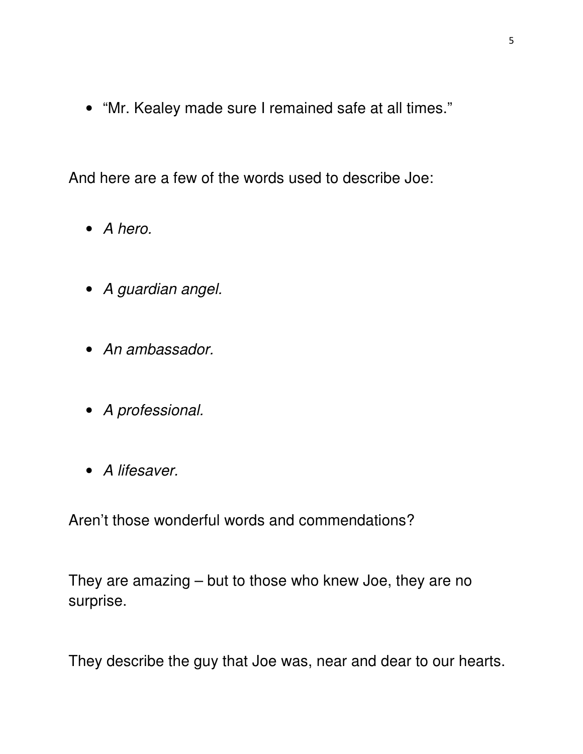- "Mr. Kealey made sure I remained safe at all times."

And here are a few of the words used to describe Joe:

- *A hero.*
- *A guardian angel.*
- *An ambassador.*
- *A professional.*
- *A lifesaver.*

Aren't those wonderful words and commendations?

They are amazing – but to those who knew Joe, they are no surprise.

They describe the guy that Joe was, near and dear to our hearts.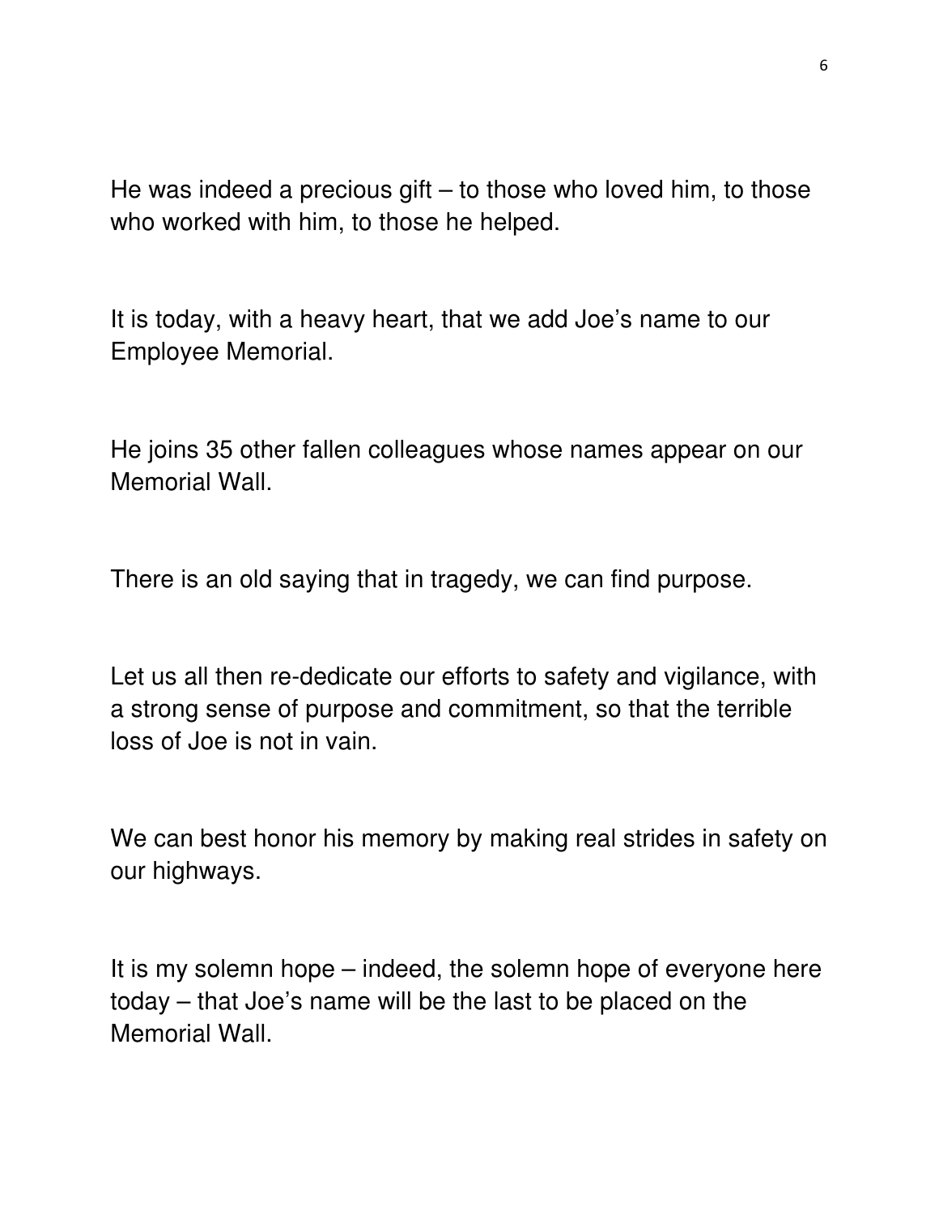He was indeed a precious gift – to those who loved him, to those who worked with him, to those he helped.

It is today, with a heavy heart, that we add Joe's name to our Employee Memorial.

He joins 35 other fallen colleagues whose names appear on our Memorial Wall.

There is an old saying that in tragedy, we can find purpose.

Let us all then re-dedicate our efforts to safety and vigilance, with a strong sense of purpose and commitment, so that the terrible loss of Joe is not in vain.

We can best honor his memory by making real strides in safety on our highways.

It is my solemn hope – indeed, the solemn hope of everyone here today – that Joe's name will be the last to be placed on the Memorial Wall.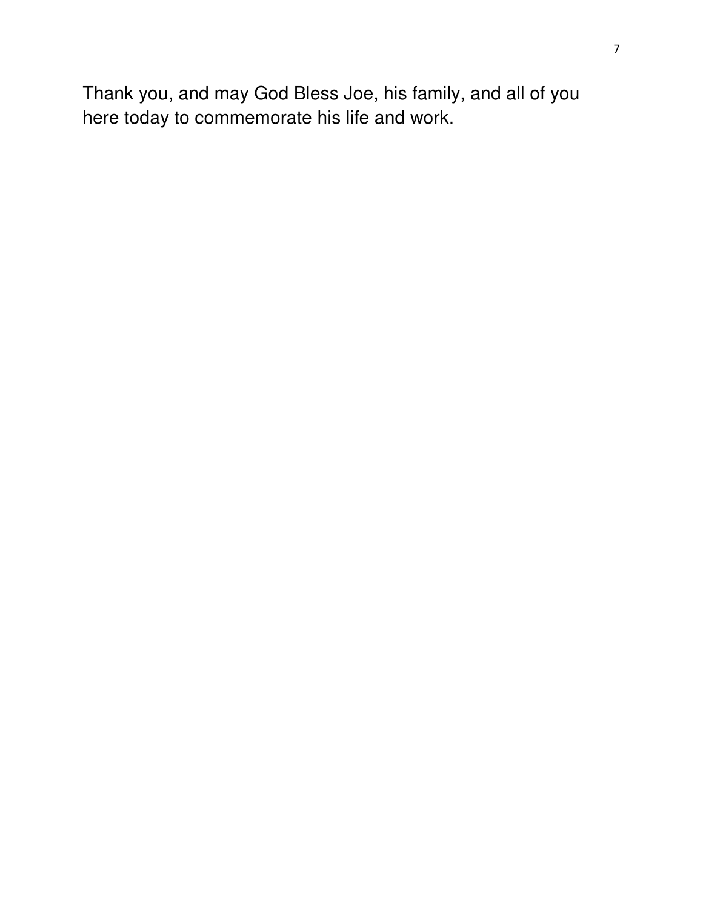Thank you, and may God Bless Joe, his family, and all of you here today to commemorate his life and work.